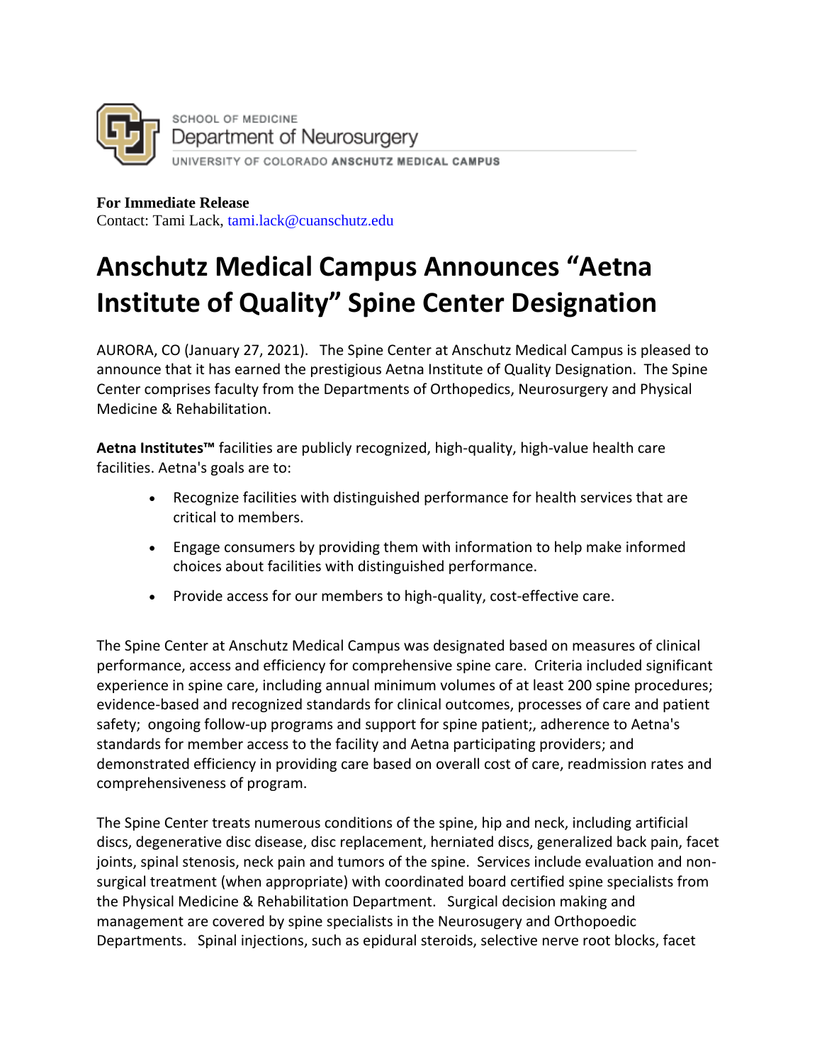SCHOOL OF MEDICINE
Department of Neurosurgery
UNIVERSITY OF COLORADO **ANSCHUTZ MEDICAL CAMPUS**

**For Immediate Release**
Contact: Tami Lack, tami.lack@cuanschutz.edu

# Anschutz Medical Campus Announces "Aetna Institute of Quality" Spine Center Designation

AURORA, CO (January 27, 2021). The Spine Center at Anschutz Medical Campus is pleased to announce that it has earned the prestigious Aetna Institute of Quality Designation. The Spine Center comprises faculty from the Departments of Orthopedics, Neurosurgery and Physical Medicine & Rehabilitation.

**Aetna Institutes™** facilities are publicly recognized, high-quality, high-value health care facilities. Aetna's goals are to:

- Recognize facilities with distinguished performance for health services that are critical to members.
- Engage consumers by providing them with information to help make informed choices about facilities with distinguished performance.
- Provide access for our members to high-quality, cost-effective care.

The Spine Center at Anschutz Medical Campus was designated based on measures of clinical performance, access and efficiency for comprehensive spine care. Criteria included significant experience in spine care, including annual minimum volumes of at least 200 spine procedures; evidence-based and recognized standards for clinical outcomes, processes of care and patient safety; ongoing follow-up programs and support for spine patient;, adherence to Aetna's standards for member access to the facility and Aetna participating providers; and demonstrated efficiency in providing care based on overall cost of care, readmission rates and comprehensiveness of program.

The Spine Center treats numerous conditions of the spine, hip and neck, including artificial discs, degenerative disc disease, disc replacement, herniated discs, generalized back pain, facet joints, spinal stenosis, neck pain and tumors of the spine. Services include evaluation and non-surgical treatment (when appropriate) with coordinated board certified spine specialists from the Physical Medicine & Rehabilitation Department. Surgical decision making and management are covered by spine specialists in the Neurosugery and Orthopoedic Departments. Spinal injections, such as epidural steroids, selective nerve root blocks, facet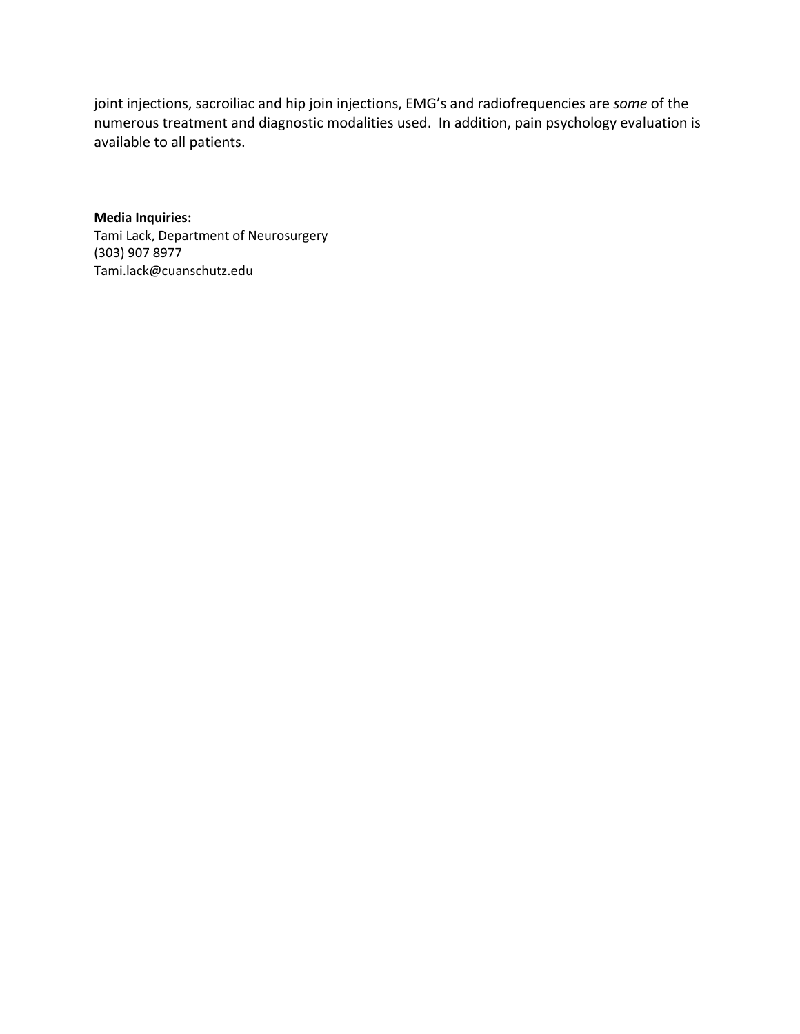joint injections, sacroiliac and hip join injections, EMG's and radiofrequencies are *some* of the numerous treatment and diagnostic modalities used.  In addition, pain psychology evaluation is available to all patients.

**Media Inquiries:**
Tami Lack, Department of Neurosurgery
(303) 907 8977
Tami.lack@cuanschutz.edu